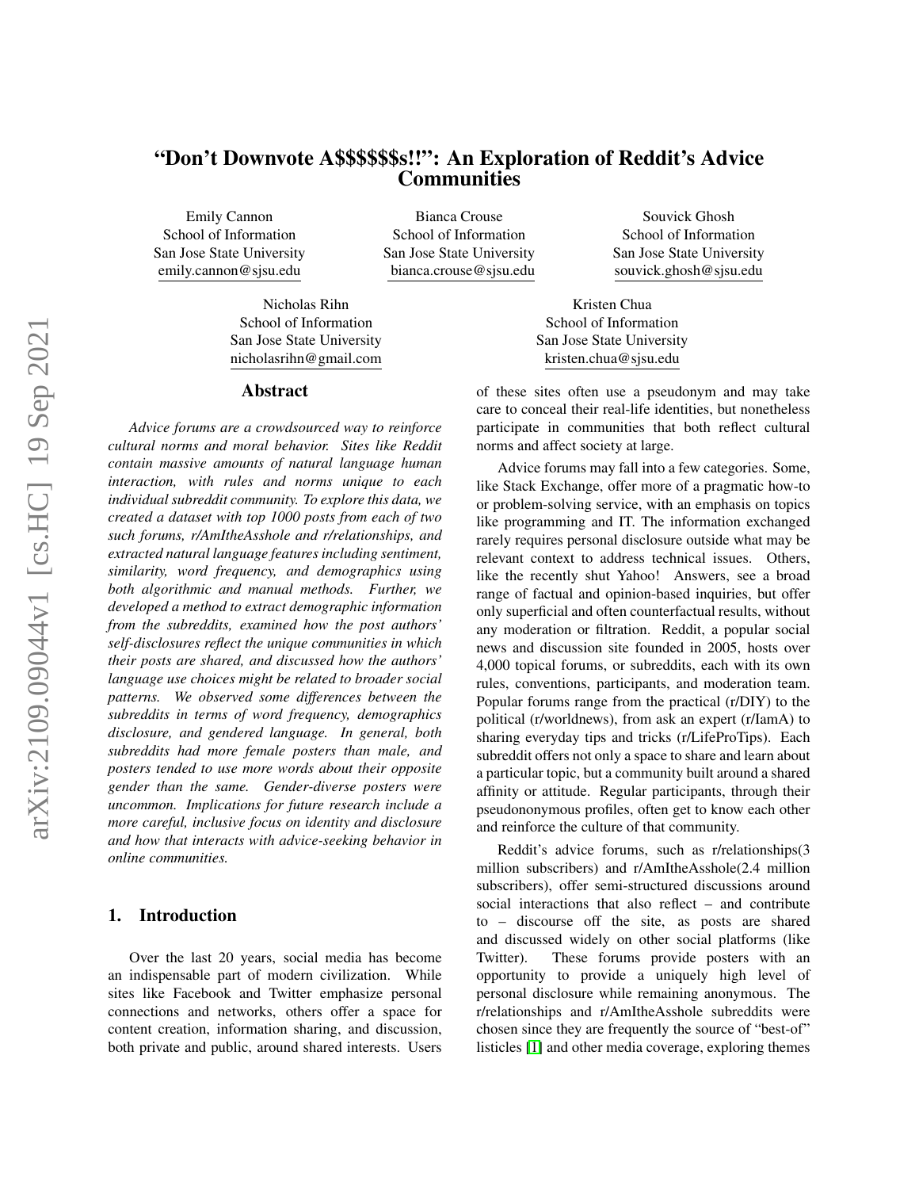# "Don't Downvote A$$$$$$$s!!": An Exploration of Reddit's Advice Communities

Emily Cannon
School of Information
San Jose State University
emily.cannon@sjsu.edu

Bianca Crouse
School of Information
San Jose State University
bianca.crouse@sjsu.edu

Souvick Ghosh
School of Information
San Jose State University
souvick.ghosh@sjsu.edu

Nicholas Rihn
School of Information
San Jose State University
nicholasrihn@gmail.com

Kristen Chua
School of Information
San Jose State University
kristen.chua@sjsu.edu

## Abstract

*Advice forums are a crowdsourced way to reinforce cultural norms and moral behavior. Sites like Reddit contain massive amounts of natural language human interaction, with rules and norms unique to each individual subreddit community. To explore this data, we created a dataset with top 1000 posts from each of two such forums, r/AmItheAsshole and r/relationships, and extracted natural language features including sentiment, similarity, word frequency, and demographics using both algorithmic and manual methods. Further, we developed a method to extract demographic information from the subreddits, examined how the post authors' self-disclosures reflect the unique communities in which their posts are shared, and discussed how the authors' language use choices might be related to broader social patterns. We observed some differences between the subreddits in terms of word frequency, demographics disclosure, and gendered language. In general, both subreddits had more female posters than male, and posters tended to use more words about their opposite gender than the same. Gender-diverse posters were uncommon. Implications for future research include a more careful, inclusive focus on identity and disclosure and how that interacts with advice-seeking behavior in online communities.*

## 1. Introduction

Over the last 20 years, social media has become an indispensable part of modern civilization. While sites like Facebook and Twitter emphasize personal connections and networks, others offer a space for content creation, information sharing, and discussion, both private and public, around shared interests. Users of these sites often use a pseudonym and may take care to conceal their real-life identities, but nonetheless participate in communities that both reflect cultural norms and affect society at large.

Advice forums may fall into a few categories. Some, like Stack Exchange, offer more of a pragmatic how-to or problem-solving service, with an emphasis on topics like programming and IT. The information exchanged rarely requires personal disclosure outside what may be relevant context to address technical issues. Others, like the recently shut Yahoo! Answers, see a broad range of factual and opinion-based inquiries, but offer only superficial and often counterfactual results, without any moderation or filtration. Reddit, a popular social news and discussion site founded in 2005, hosts over 4,000 topical forums, or subreddits, each with its own rules, conventions, participants, and moderation team. Popular forums range from the practical (r/DIY) to the political (r/worldnews), from ask an expert (r/IamA) to sharing everyday tips and tricks (r/LifeProTips). Each subreddit offers not only a space to share and learn about a particular topic, but a community built around a shared affinity or attitude. Regular participants, through their pseudononymous profiles, often get to know each other and reinforce the culture of that community.

Reddit's advice forums, such as r/relationships(3 million subscribers) and r/AmItheAsshole(2.4 million subscribers), offer semi-structured discussions around social interactions that also reflect – and contribute to – discourse off the site, as posts are shared and discussed widely on other social platforms (like Twitter). These forums provide posters with an opportunity to provide a uniquely high level of personal disclosure while remaining anonymous. The r/relationships and r/AmItheAsshole subreddits were chosen since they are frequently the source of "best-of" listicles [1] and other media coverage, exploring themes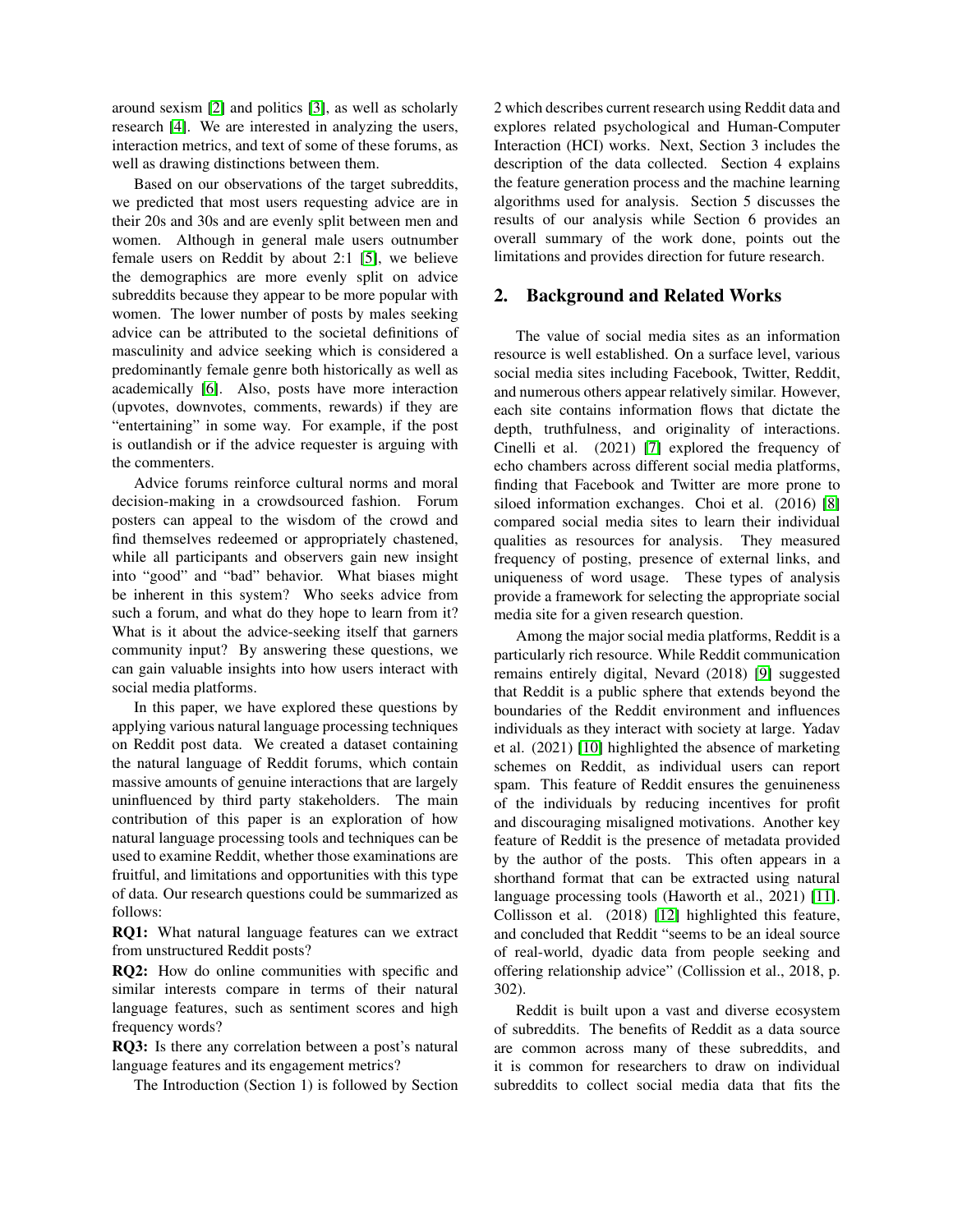around sexism [2] and politics [3], as well as scholarly research [4]. We are interested in analyzing the users, interaction metrics, and text of some of these forums, as well as drawing distinctions between them.

Based on our observations of the target subreddits, we predicted that most users requesting advice are in their 20s and 30s and are evenly split between men and women. Although in general male users outnumber female users on Reddit by about 2:1 [5], we believe the demographics are more evenly split on advice subreddits because they appear to be more popular with women. The lower number of posts by males seeking advice can be attributed to the societal definitions of masculinity and advice seeking which is considered a predominantly female genre both historically as well as academically [6]. Also, posts have more interaction (upvotes, downvotes, comments, rewards) if they are "entertaining" in some way. For example, if the post is outlandish or if the advice requester is arguing with the commenters.

Advice forums reinforce cultural norms and moral decision-making in a crowdsourced fashion. Forum posters can appeal to the wisdom of the crowd and find themselves redeemed or appropriately chastened, while all participants and observers gain new insight into "good" and "bad" behavior. What biases might be inherent in this system? Who seeks advice from such a forum, and what do they hope to learn from it? What is it about the advice-seeking itself that garners community input? By answering these questions, we can gain valuable insights into how users interact with social media platforms.

In this paper, we have explored these questions by applying various natural language processing techniques on Reddit post data. We created a dataset containing the natural language of Reddit forums, which contain massive amounts of genuine interactions that are largely uninfluenced by third party stakeholders. The main contribution of this paper is an exploration of how natural language processing tools and techniques can be used to examine Reddit, whether those examinations are fruitful, and limitations and opportunities with this type of data. Our research questions could be summarized as follows:

**RQ1:** What natural language features can we extract from unstructured Reddit posts?

**RQ2:** How do online communities with specific and similar interests compare in terms of their natural language features, such as sentiment scores and high frequency words?

**RQ3:** Is there any correlation between a post's natural language features and its engagement metrics?

The Introduction (Section 1) is followed by Section 2 which describes current research using Reddit data and explores related psychological and Human-Computer Interaction (HCI) works. Next, Section 3 includes the description of the data collected. Section 4 explains the feature generation process and the machine learning algorithms used for analysis. Section 5 discusses the results of our analysis while Section 6 provides an overall summary of the work done, points out the limitations and provides direction for future research.

## 2. Background and Related Works

The value of social media sites as an information resource is well established. On a surface level, various social media sites including Facebook, Twitter, Reddit, and numerous others appear relatively similar. However, each site contains information flows that dictate the depth, truthfulness, and originality of interactions. Cinelli et al. (2021) [7] explored the frequency of echo chambers across different social media platforms, finding that Facebook and Twitter are more prone to siloed information exchanges. Choi et al. (2016) [8] compared social media sites to learn their individual qualities as resources for analysis. They measured frequency of posting, presence of external links, and uniqueness of word usage. These types of analysis provide a framework for selecting the appropriate social media site for a given research question.

Among the major social media platforms, Reddit is a particularly rich resource. While Reddit communication remains entirely digital, Nevard (2018) [9] suggested that Reddit is a public sphere that extends beyond the boundaries of the Reddit environment and influences individuals as they interact with society at large. Yadav et al. (2021) [10] highlighted the absence of marketing schemes on Reddit, as individual users can report spam. This feature of Reddit ensures the genuineness of the individuals by reducing incentives for profit and discouraging misaligned motivations. Another key feature of Reddit is the presence of metadata provided by the author of the posts. This often appears in a shorthand format that can be extracted using natural language processing tools (Haworth et al., 2021) [11]. Collisson et al. (2018) [12] highlighted this feature, and concluded that Reddit "seems to be an ideal source of real-world, dyadic data from people seeking and offering relationship advice" (Collission et al., 2018, p. 302).

Reddit is built upon a vast and diverse ecosystem of subreddits. The benefits of Reddit as a data source are common across many of these subreddits, and it is common for researchers to draw on individual subreddits to collect social media data that fits the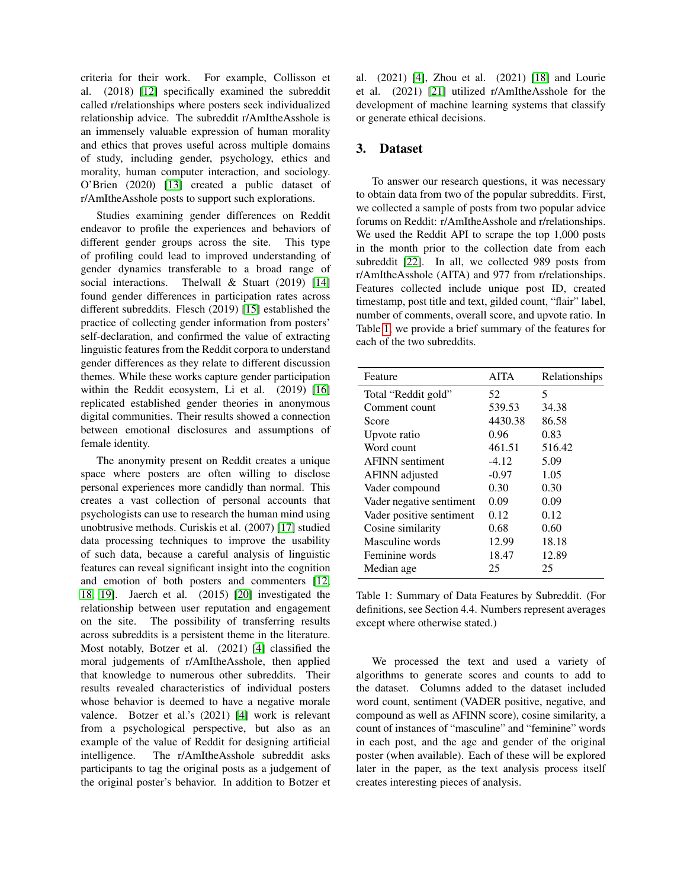criteria for their work. For example, Collisson et al. (2018) [12] specifically examined the subreddit called r/relationships where posters seek individualized relationship advice. The subreddit r/AmItheAsshole is an immensely valuable expression of human morality and ethics that proves useful across multiple domains of study, including gender, psychology, ethics and morality, human computer interaction, and sociology. O'Brien (2020) [13] created a public dataset of r/AmItheAsshole posts to support such explorations.

Studies examining gender differences on Reddit endeavor to profile the experiences and behaviors of different gender groups across the site. This type of profiling could lead to improved understanding of gender dynamics transferable to a broad range of social interactions. Thelwall & Stuart (2019) [14] found gender differences in participation rates across different subreddits. Flesch (2019) [15] established the practice of collecting gender information from posters' self-declaration, and confirmed the value of extracting linguistic features from the Reddit corpora to understand gender differences as they relate to different discussion themes. While these works capture gender participation within the Reddit ecosystem, Li et al. (2019) [16] replicated established gender theories in anonymous digital communities. Their results showed a connection between emotional disclosures and assumptions of female identity.

The anonymity present on Reddit creates a unique space where posters are often willing to disclose personal experiences more candidly than normal. This creates a vast collection of personal accounts that psychologists can use to research the human mind using unobtrusive methods. Curiskis et al. (2007) [17] studied data processing techniques to improve the usability of such data, because a careful analysis of linguistic features can reveal significant insight into the cognition and emotion of both posters and commenters [12, 18, 19]. Jaerch et al. (2015) [20] investigated the relationship between user reputation and engagement on the site. The possibility of transferring results across subreddits is a persistent theme in the literature. Most notably, Botzer et al. (2021) [4] classified the moral judgements of r/AmItheAsshole, then applied that knowledge to numerous other subreddits. Their results revealed characteristics of individual posters whose behavior is deemed to have a negative morale valence. Botzer et al.'s (2021) [4] work is relevant from a psychological perspective, but also as an example of the value of Reddit for designing artificial intelligence. The r/AmItheAsshole subreddit asks participants to tag the original posts as a judgement of the original poster's behavior. In addition to Botzer et al. (2021) [4], Zhou et al. (2021) [18] and Lourie et al. (2021) [21] utilized r/AmItheAsshole for the development of machine learning systems that classify or generate ethical decisions.

## 3. Dataset

To answer our research questions, it was necessary to obtain data from two of the popular subreddits. First, we collected a sample of posts from two popular advice forums on Reddit: r/AmItheAsshole and r/relationships. We used the Reddit API to scrape the top 1,000 posts in the month prior to the collection date from each subreddit [22]. In all, we collected 989 posts from r/AmItheAsshole (AITA) and 977 from r/relationships. Features collected include unique post ID, created timestamp, post title and text, gilded count, "flair" label, number of comments, overall score, and upvote ratio. In Table 1, we provide a brief summary of the features for each of the two subreddits.

| Feature | AITA | Relationships |
|---|---|---|
| Total "Reddit gold" | 52 | 5 |
| Comment count | 539.53 | 34.38 |
| Score | 4430.38 | 86.58 |
| Upvote ratio | 0.96 | 0.83 |
| Word count | 461.51 | 516.42 |
| AFINN sentiment | -4.12 | 5.09 |
| AFINN adjusted | -0.97 | 1.05 |
| Vader compound | 0.30 | 0.30 |
| Vader negative sentiment | 0.09 | 0.09 |
| Vader positive sentiment | 0.12 | 0.12 |
| Cosine similarity | 0.68 | 0.60 |
| Masculine words | 12.99 | 18.18 |
| Feminine words | 18.47 | 12.89 |
| Median age | 25 | 25 |

Table 1: Summary of Data Features by Subreddit. (For definitions, see Section 4.4. Numbers represent averages except where otherwise stated.)

We processed the text and used a variety of algorithms to generate scores and counts to add to the dataset. Columns added to the dataset included word count, sentiment (VADER positive, negative, and compound as well as AFINN score), cosine similarity, a count of instances of "masculine" and "feminine" words in each post, and the age and gender of the original poster (when available). Each of these will be explored later in the paper, as the text analysis process itself creates interesting pieces of analysis.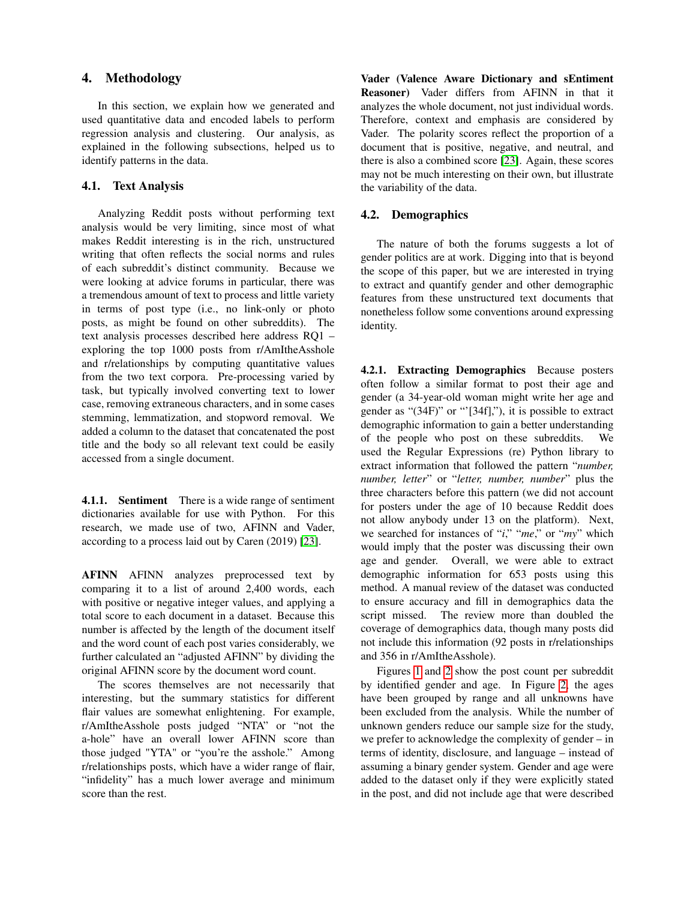## 4. Methodology

In this section, we explain how we generated and used quantitative data and encoded labels to perform regression analysis and clustering. Our analysis, as explained in the following subsections, helped us to identify patterns in the data.

### 4.1. Text Analysis

Analyzing Reddit posts without performing text analysis would be very limiting, since most of what makes Reddit interesting is in the rich, unstructured writing that often reflects the social norms and rules of each subreddit's distinct community. Because we were looking at advice forums in particular, there was a tremendous amount of text to process and little variety in terms of post type (i.e., no link-only or photo posts, as might be found on other subreddits). The text analysis processes described here address RQ1 – exploring the top 1000 posts from r/AmItheAsshole and r/relationships by computing quantitative values from the two text corpora. Pre-processing varied by task, but typically involved converting text to lower case, removing extraneous characters, and in some cases stemming, lemmatization, and stopword removal. We added a column to the dataset that concatenated the post title and the body so all relevant text could be easily accessed from a single document.

**4.1.1. Sentiment** There is a wide range of sentiment dictionaries available for use with Python. For this research, we made use of two, AFINN and Vader, according to a process laid out by Caren (2019) [23].

**AFINN** AFINN analyzes preprocessed text by comparing it to a list of around 2,400 words, each with positive or negative integer values, and applying a total score to each document in a dataset. Because this number is affected by the length of the document itself and the word count of each post varies considerably, we further calculated an "adjusted AFINN" by dividing the original AFINN score by the document word count.

The scores themselves are not necessarily that interesting, but the summary statistics for different flair values are somewhat enlightening. For example, r/AmItheAsshole posts judged "NTA" or "not the a-hole" have an overall lower AFINN score than those judged "YTA" or "you're the asshole." Among r/relationships posts, which have a wider range of flair, "infidelity" has a much lower average and minimum score than the rest.

**Vader (Valence Aware Dictionary and sEntiment Reasoner)** Vader differs from AFINN in that it analyzes the whole document, not just individual words. Therefore, context and emphasis are considered by Vader. The polarity scores reflect the proportion of a document that is positive, negative, and neutral, and there is also a combined score [23]. Again, these scores may not be much interesting on their own, but illustrate the variability of the data.

### 4.2. Demographics

The nature of both the forums suggests a lot of gender politics are at work. Digging into that is beyond the scope of this paper, but we are interested in trying to extract and quantify gender and other demographic features from these unstructured text documents that nonetheless follow some conventions around expressing identity.

**4.2.1. Extracting Demographics** Because posters often follow a similar format to post their age and gender (a 34-year-old woman might write her age and gender as "(34F)" or "'[34f],"), it is possible to extract demographic information to gain a better understanding of the people who post on these subreddits. We used the Regular Expressions (re) Python library to extract information that followed the pattern "*number, number, letter*" or "*letter, number, number*" plus the three characters before this pattern (we did not account for posters under the age of 10 because Reddit does not allow anybody under 13 on the platform). Next, we searched for instances of "*i*," "*me*," or "*my*" which would imply that the poster was discussing their own age and gender. Overall, we were able to extract demographic information for 653 posts using this method. A manual review of the dataset was conducted to ensure accuracy and fill in demographics data the script missed. The review more than doubled the coverage of demographics data, though many posts did not include this information (92 posts in r/relationships and 356 in r/AmItheAsshole).

Figures 1 and 2 show the post count per subreddit by identified gender and age. In Figure 2, the ages have been grouped by range and all unknowns have been excluded from the analysis. While the number of unknown genders reduce our sample size for the study, we prefer to acknowledge the complexity of gender – in terms of identity, disclosure, and language – instead of assuming a binary gender system. Gender and age were added to the dataset only if they were explicitly stated in the post, and did not include age that were described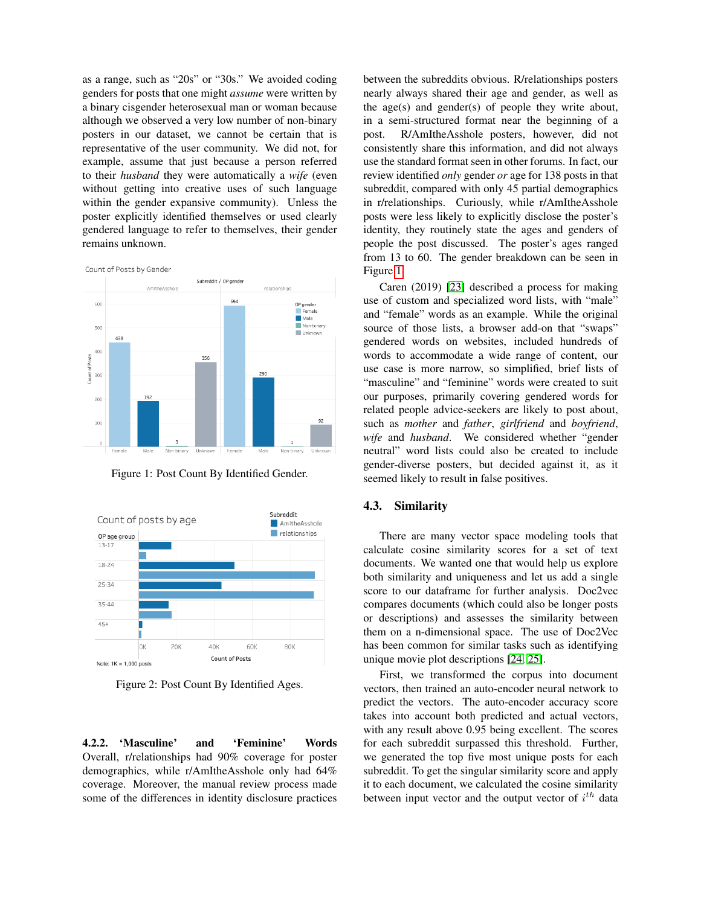as a range, such as "20s" or "30s." We avoided coding genders for posts that one might *assume* were written by a binary cisgender heterosexual man or woman because although we observed a very low number of non-binary posters in our dataset, we cannot be certain that is representative of the user community. We did not, for example, assume that just because a person referred to their *husband* they were automatically a *wife* (even without getting into creative uses of such language within the gender expansive community). Unless the poster explicitly identified themselves or used clearly gendered language to refer to themselves, their gender remains unknown.

Figure 1: Post Count By Identified Gender.

Figure 2: Post Count By Identified Ages.

#### 4.2.2. 'Masculine' and 'Feminine' Words

Overall, r/relationships had 90% coverage for poster demographics, while r/AmItheAsshole only had 64% coverage. Moreover, the manual review process made some of the differences in identity disclosure practices between the subreddits obvious. R/relationships posters nearly always shared their age and gender, as well as the age(s) and gender(s) of people they write about, in a semi-structured format near the beginning of a post. R/AmItheAsshole posters, however, did not consistently share this information, and did not always use the standard format seen in other forums. In fact, our review identified *only* gender *or* age for 138 posts in that subreddit, compared with only 45 partial demographics in r/relationships. Curiously, while r/AmItheAsshole posts were less likely to explicitly disclose the poster's identity, they routinely state the ages and genders of people the post discussed. The poster's ages ranged from 13 to 60. The gender breakdown can be seen in Figure 1.

Caren (2019) [23] described a process for making use of custom and specialized word lists, with "male" and "female" words as an example. While the original source of those lists, a browser add-on that "swaps" gendered words on websites, included hundreds of words to accommodate a wide range of content, our use case is more narrow, so simplified, brief lists of "masculine" and "feminine" words were created to suit our purposes, primarily covering gendered words for related people advice-seekers are likely to post about, such as *mother* and *father*, *girlfriend* and *boyfriend*, *wife* and *husband*. We considered whether "gender neutral" word lists could also be created to include gender-diverse posters, but decided against it, as it seemed likely to result in false positives.

### 4.3. Similarity

There are many vector space modeling tools that calculate cosine similarity scores for a set of text documents. We wanted one that would help us explore both similarity and uniqueness and let us add a single score to our dataframe for further analysis. Doc2vec compares documents (which could also be longer posts or descriptions) and assesses the similarity between them on a n-dimensional space. The use of Doc2Vec has been common for similar tasks such as identifying unique movie plot descriptions [24, 25].

First, we transformed the corpus into document vectors, then trained an auto-encoder neural network to predict the vectors. The auto-encoder accuracy score takes into account both predicted and actual vectors, with any result above 0.95 being excellent. The scores for each subreddit surpassed this threshold. Further, we generated the top five most unique posts for each subreddit. To get the singular similarity score and apply it to each document, we calculated the cosine similarity between input vector and the output vector of $i^{th}$ data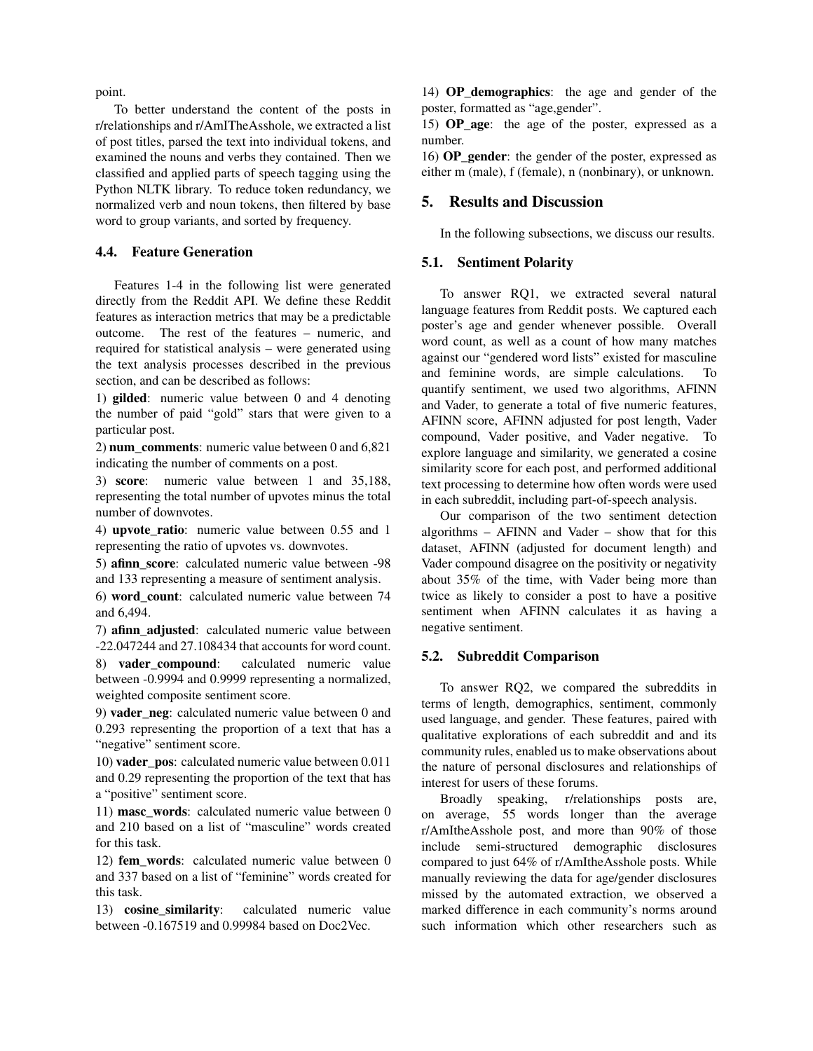point.

To better understand the content of the posts in r/relationships and r/AmITheAsshole, we extracted a list of post titles, parsed the text into individual tokens, and examined the nouns and verbs they contained. Then we classified and applied parts of speech tagging using the Python NLTK library. To reduce token redundancy, we normalized verb and noun tokens, then filtered by base word to group variants, and sorted by frequency.

### 4.4. Feature Generation

Features 1-4 in the following list were generated directly from the Reddit API. We define these Reddit features as interaction metrics that may be a predictable outcome. The rest of the features – numeric, and required for statistical analysis – were generated using the text analysis processes described in the previous section, and can be described as follows:

1) **gilded**: numeric value between 0 and 4 denoting the number of paid "gold" stars that were given to a particular post.

2) **num_comments**: numeric value between 0 and 6,821 indicating the number of comments on a post.

3) **score**: numeric value between 1 and 35,188, representing the total number of upvotes minus the total number of downvotes.

4) **upvote_ratio**: numeric value between 0.55 and 1 representing the ratio of upvotes vs. downvotes.

5) **afinn_score**: calculated numeric value between -98 and 133 representing a measure of sentiment analysis.

6) **word_count**: calculated numeric value between 74 and 6,494.

7) **afinn_adjusted**: calculated numeric value between -22.047244 and 27.108434 that accounts for word count.

8) **vader_compound**: calculated numeric value between -0.9994 and 0.9999 representing a normalized, weighted composite sentiment score.

9) **vader_neg**: calculated numeric value between 0 and 0.293 representing the proportion of a text that has a "negative" sentiment score.

10) **vader_pos**: calculated numeric value between 0.011 and 0.29 representing the proportion of the text that has a "positive" sentiment score.

11) **masc_words**: calculated numeric value between 0 and 210 based on a list of "masculine" words created for this task.

12) **fem_words**: calculated numeric value between 0 and 337 based on a list of "feminine" words created for this task.

13) **cosine_similarity**: calculated numeric value between -0.167519 and 0.99984 based on Doc2Vec.

14) **OP_demographics**: the age and gender of the poster, formatted as "age,gender".

15) **OP_age**: the age of the poster, expressed as a number.

16) **OP_gender**: the gender of the poster, expressed as either m (male), f (female), n (nonbinary), or unknown.

## 5. Results and Discussion

In the following subsections, we discuss our results.

### 5.1. Sentiment Polarity

To answer RQ1, we extracted several natural language features from Reddit posts. We captured each poster's age and gender whenever possible. Overall word count, as well as a count of how many matches against our "gendered word lists" existed for masculine and feminine words, are simple calculations. To quantify sentiment, we used two algorithms, AFINN and Vader, to generate a total of five numeric features, AFINN score, AFINN adjusted for post length, Vader compound, Vader positive, and Vader negative. To explore language and similarity, we generated a cosine similarity score for each post, and performed additional text processing to determine how often words were used in each subreddit, including part-of-speech analysis.

Our comparison of the two sentiment detection algorithms – AFINN and Vader – show that for this dataset, AFINN (adjusted for document length) and Vader compound disagree on the positivity or negativity about 35% of the time, with Vader being more than twice as likely to consider a post to have a positive sentiment when AFINN calculates it as having a negative sentiment.

### 5.2. Subreddit Comparison

To answer RQ2, we compared the subreddits in terms of length, demographics, sentiment, commonly used language, and gender. These features, paired with qualitative explorations of each subreddit and and its community rules, enabled us to make observations about the nature of personal disclosures and relationships of interest for users of these forums.

Broadly speaking, r/relationships posts are, on average, 55 words longer than the average r/AmItheAsshole post, and more than 90% of those include semi-structured demographic disclosures compared to just 64% of r/AmItheAsshole posts. While manually reviewing the data for age/gender disclosures missed by the automated extraction, we observed a marked difference in each community's norms around such information which other researchers such as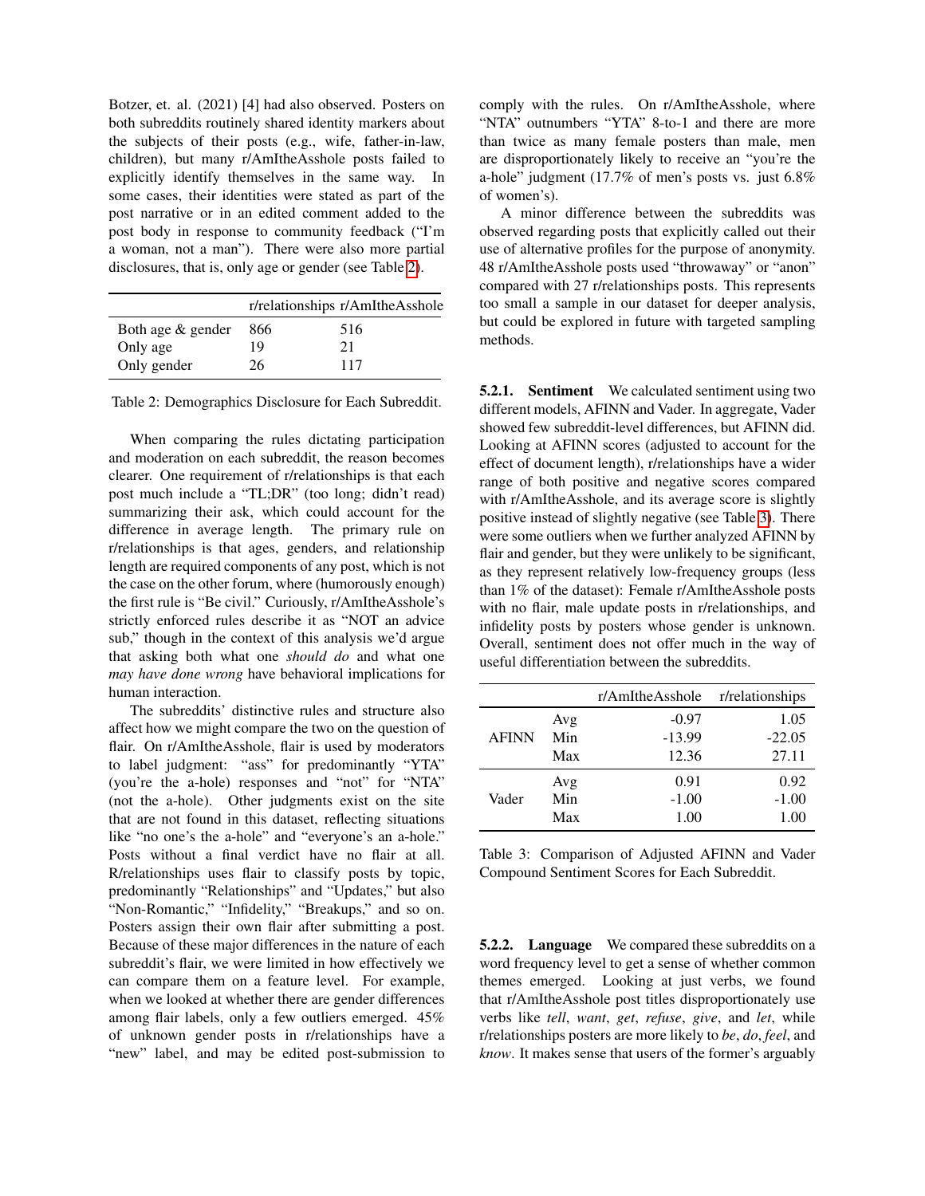Botzer, et. al. (2021) [4] had also observed. Posters on both subreddits routinely shared identity markers about the subjects of their posts (e.g., wife, father-in-law, children), but many r/AmItheAsshole posts failed to explicitly identify themselves in the same way. In some cases, their identities were stated as part of the post narrative or in an edited comment added to the post body in response to community feedback ("I'm a woman, not a man"). There were also more partial disclosures, that is, only age or gender (see Table 2).

| | r/relationships | r/AmItheAsshole |
|---|---|---|
| Both age & gender | 866 | 516 |
| Only age | 19 | 21 |
| Only gender | 26 | 117 |

Table 2: Demographics Disclosure for Each Subreddit.

When comparing the rules dictating participation and moderation on each subreddit, the reason becomes clearer. One requirement of r/relationships is that each post much include a "TL;DR" (too long; didn't read) summarizing their ask, which could account for the difference in average length. The primary rule on r/relationships is that ages, genders, and relationship length are required components of any post, which is not the case on the other forum, where (humorously enough) the first rule is "Be civil." Curiously, r/AmItheAsshole's strictly enforced rules describe it as "NOT an advice sub," though in the context of this analysis we'd argue that asking both what one *should do* and what one *may have done wrong* have behavioral implications for human interaction.

The subreddits' distinctive rules and structure also affect how we might compare the two on the question of flair. On r/AmItheAsshole, flair is used by moderators to label judgment: "ass" for predominantly "YTA" (you're the a-hole) responses and "not" for "NTA" (not the a-hole). Other judgments exist on the site that are not found in this dataset, reflecting situations like "no one's the a-hole" and "everyone's an a-hole." Posts without a final verdict have no flair at all. R/relationships uses flair to classify posts by topic, predominantly "Relationships" and "Updates," but also "Non-Romantic," "Infidelity," "Breakups," and so on. Posters assign their own flair after submitting a post. Because of these major differences in the nature of each subreddit's flair, we were limited in how effectively we can compare them on a feature level. For example, when we looked at whether there are gender differences among flair labels, only a few outliers emerged. 45% of unknown gender posts in r/relationships have a "new" label, and may be edited post-submission to comply with the rules. On r/AmItheAsshole, where "NTA" outnumbers "YTA" 8-to-1 and there are more than twice as many female posters than male, men are disproportionately likely to receive an "you're the a-hole" judgment (17.7% of men's posts vs. just 6.8% of women's).

A minor difference between the subreddits was observed regarding posts that explicitly called out their use of alternative profiles for the purpose of anonymity. 48 r/AmItheAsshole posts used "throwaway" or "anon" compared with 27 r/relationships posts. This represents too small a sample in our dataset for deeper analysis, but could be explored in future with targeted sampling methods.

**5.2.1. Sentiment** We calculated sentiment using two different models, AFINN and Vader. In aggregate, Vader showed few subreddit-level differences, but AFINN did. Looking at AFINN scores (adjusted to account for the effect of document length), r/relationships have a wider range of both positive and negative scores compared with r/AmItheAsshole, and its average score is slightly positive instead of slightly negative (see Table 3). There were some outliers when we further analyzed AFINN by flair and gender, but they were unlikely to be significant, as they represent relatively low-frequency groups (less than 1% of the dataset): Female r/AmItheAsshole posts with no flair, male update posts in r/relationships, and infidelity posts by posters whose gender is unknown. Overall, sentiment does not offer much in the way of useful differentiation between the subreddits.

| | | r/AmItheAsshole | r/relationships |
|---|---|---|---|
| AFINN | Avg | -0.97 | 1.05 |
| | Min | -13.99 | -22.05 |
| | Max | 12.36 | 27.11 |
| Vader | Avg | 0.91 | 0.92 |
| | Min | -1.00 | -1.00 |
| | Max | 1.00 | 1.00 |

Table 3: Comparison of Adjusted AFINN and Vader Compound Sentiment Scores for Each Subreddit.

**5.2.2. Language** We compared these subreddits on a word frequency level to get a sense of whether common themes emerged. Looking at just verbs, we found that r/AmItheAsshole post titles disproportionately use verbs like *tell*, *want*, *get*, *refuse*, *give*, and *let*, while r/relationships posters are more likely to *be*, *do*, *feel*, and *know*. It makes sense that users of the former's arguably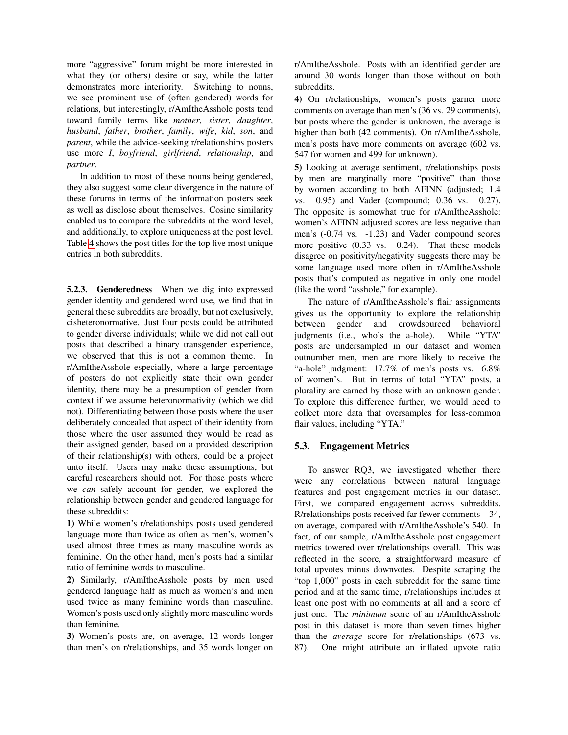more "aggressive" forum might be more interested in what they (or others) desire or say, while the latter demonstrates more interiority. Switching to nouns, we see prominent use of (often gendered) words for relations, but interestingly, r/AmItheAsshole posts tend toward family terms like *mother*, *sister*, *daughter*, *husband*, *father*, *brother*, *family*, *wife*, *kid*, *son*, and *parent*, while the advice-seeking r/relationships posters use more *I*, *boyfriend*, *girlfriend*, *relationship*, and *partner*.

In addition to most of these nouns being gendered, they also suggest some clear divergence in the nature of these forums in terms of the information posters seek as well as disclose about themselves. Cosine similarity enabled us to compare the subreddits at the word level, and additionally, to explore uniqueness at the post level. Table 4 shows the post titles for the top five most unique entries in both subreddits.

#### 5.2.3. Genderedness

When we dig into expressed gender identity and gendered word use, we find that in general these subreddits are broadly, but not exclusively, cisheteronormative. Just four posts could be attributed to gender diverse individuals; while we did not call out posts that described a binary transgender experience, we observed that this is not a common theme. In r/AmItheAsshole especially, where a large percentage of posters do not explicitly state their own gender identity, there may be a presumption of gender from context if we assume heteronormativity (which we did not). Differentiating between those posts where the user deliberately concealed that aspect of their identity from those where the user assumed they would be read as their assigned gender, based on a provided description of their relationship(s) with others, could be a project unto itself. Users may make these assumptions, but careful researchers should not. For those posts where we *can* safely account for gender, we explored the relationship between gender and gendered language for these subreddits:

**1)** While women's r/relationships posts used gendered language more than twice as often as men's, women's used almost three times as many masculine words as feminine. On the other hand, men's posts had a similar ratio of feminine words to masculine.

**2)** Similarly, r/AmItheAsshole posts by men used gendered language half as much as women's and men used twice as many feminine words than masculine. Women's posts used only slightly more masculine words than feminine.

**3)** Women's posts are, on average, 12 words longer than men's on r/relationships, and 35 words longer on r/AmItheAsshole. Posts with an identified gender are around 30 words longer than those without on both subreddits.

**4)** On r/relationships, women's posts garner more comments on average than men's (36 vs. 29 comments), but posts where the gender is unknown, the average is higher than both (42 comments). On r/AmItheAsshole, men's posts have more comments on average (602 vs. 547 for women and 499 for unknown).

**5)** Looking at average sentiment, r/relationships posts by men are marginally more "positive" than those by women according to both AFINN (adjusted; 1.4 vs. 0.95) and Vader (compound; 0.36 vs. 0.27). The opposite is somewhat true for r/AmItheAsshole: women's AFINN adjusted scores are less negative than men's (-0.74 vs. -1.23) and Vader compound scores more positive (0.33 vs. 0.24). That these models disagree on positivity/negativity suggests there may be some language used more often in r/AmItheAsshole posts that's computed as negative in only one model (like the word "asshole," for example).

The nature of r/AmItheAsshole's flair assignments gives us the opportunity to explore the relationship between gender and crowdsourced behavioral judgments (i.e., who's the a-hole). While "YTA" posts are undersampled in our dataset and women outnumber men, men are more likely to receive the "a-hole" judgment: 17.7% of men's posts vs. 6.8% of women's. But in terms of total "YTA" posts, a plurality are earned by those with an unknown gender. To explore this difference further, we would need to collect more data that oversamples for less-common flair values, including "YTA."

### 5.3. Engagement Metrics

To answer RQ3, we investigated whether there were any correlations between natural language features and post engagement metrics in our dataset. First, we compared engagement across subreddits. R/relationships posts received far fewer comments – 34, on average, compared with r/AmItheAsshole's 540. In fact, of our sample, r/AmItheAsshole post engagement metrics towered over r/relationships overall. This was reflected in the score, a straightforward measure of total upvotes minus downvotes. Despite scraping the "top 1,000" posts in each subreddit for the same time period and at the same time, r/relationships includes at least one post with no comments at all and a score of just one. The *minimum* score of an r/AmItheAsshole post in this dataset is more than seven times higher than the *average* score for r/relationships (673 vs. 87). One might attribute an inflated upvote ratio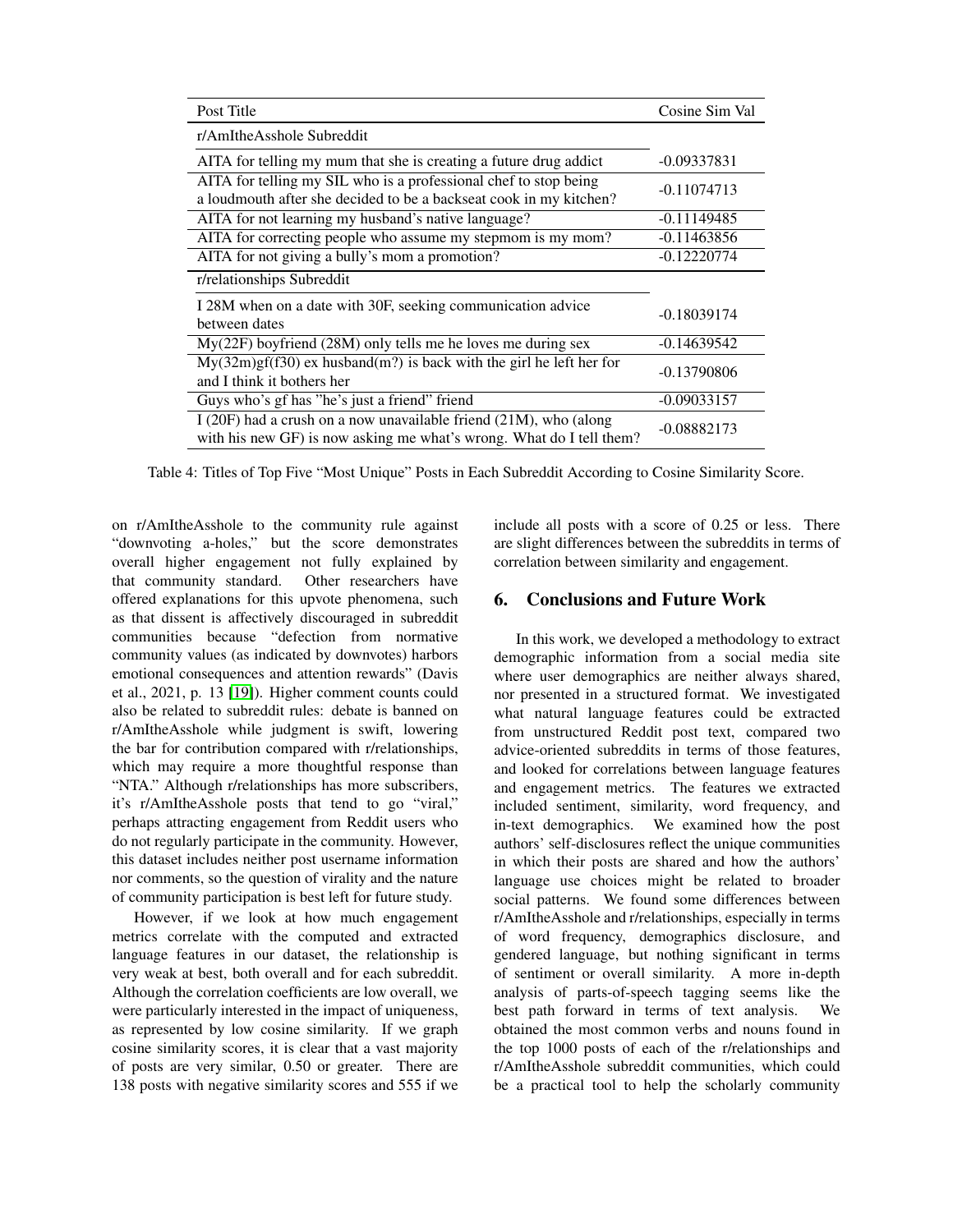| Post Title | Cosine Sim Val |
|---|---|
| r/AmItheAsshole Subreddit | |
| AITA for telling my mum that she is creating a future drug addict | -0.09337831 |
| AITA for telling my SIL who is a professional chef to stop being a loudmouth after she decided to be a backseat cook in my kitchen? | -0.11074713 |
| AITA for not learning my husband's native language? | -0.11149485 |
| AITA for correcting people who assume my stepmom is my mom? | -0.11463856 |
| AITA for not giving a bully's mom a promotion? | -0.12220774 |
| r/relationships Subreddit | |
| I 28M when on a date with 30F, seeking communication advice between dates | -0.18039174 |
| My(22F) boyfriend (28M) only tells me he loves me during sex | -0.14639542 |
| My(32m)gf(f30) ex husband(m?) is back with the girl he left her for and I think it bothers her | -0.13790806 |
| Guys who's gf has "he's just a friend" friend | -0.09033157 |
| I (20F) had a crush on a now unavailable friend (21M), who (along with his new GF) is now asking me what's wrong. What do I tell them? | -0.08882173 |

Table 4: Titles of Top Five "Most Unique" Posts in Each Subreddit According to Cosine Similarity Score.

on r/AmItheAsshole to the community rule against "downvoting a-holes," but the score demonstrates overall higher engagement not fully explained by that community standard. Other researchers have offered explanations for this upvote phenomena, such as that dissent is affectively discouraged in subreddit communities because "defection from normative community values (as indicated by downvotes) harbors emotional consequences and attention rewards" (Davis et al., 2021, p. 13 [19]). Higher comment counts could also be related to subreddit rules: debate is banned on r/AmItheAsshole while judgment is swift, lowering the bar for contribution compared with r/relationships, which may require a more thoughtful response than "NTA." Although r/relationships has more subscribers, it's r/AmItheAsshole posts that tend to go "viral," perhaps attracting engagement from Reddit users who do not regularly participate in the community. However, this dataset includes neither post username information nor comments, so the question of virality and the nature of community participation is best left for future study.

However, if we look at how much engagement metrics correlate with the computed and extracted language features in our dataset, the relationship is very weak at best, both overall and for each subreddit. Although the correlation coefficients are low overall, we were particularly interested in the impact of uniqueness, as represented by low cosine similarity. If we graph cosine similarity scores, it is clear that a vast majority of posts are very similar, 0.50 or greater. There are 138 posts with negative similarity scores and 555 if we include all posts with a score of 0.25 or less. There are slight differences between the subreddits in terms of correlation between similarity and engagement.

## 6. Conclusions and Future Work

In this work, we developed a methodology to extract demographic information from a social media site where user demographics are neither always shared, nor presented in a structured format. We investigated what natural language features could be extracted from unstructured Reddit post text, compared two advice-oriented subreddits in terms of those features, and looked for correlations between language features and engagement metrics. The features we extracted included sentiment, similarity, word frequency, and in-text demographics. We examined how the post authors' self-disclosures reflect the unique communities in which their posts are shared and how the authors' language use choices might be related to broader social patterns. We found some differences between r/AmItheAsshole and r/relationships, especially in terms of word frequency, demographics disclosure, and gendered language, but nothing significant in terms of sentiment or overall similarity. A more in-depth analysis of parts-of-speech tagging seems like the best path forward in terms of text analysis. We obtained the most common verbs and nouns found in the top 1000 posts of each of the r/relationships and r/AmItheAsshole subreddit communities, which could be a practical tool to help the scholarly community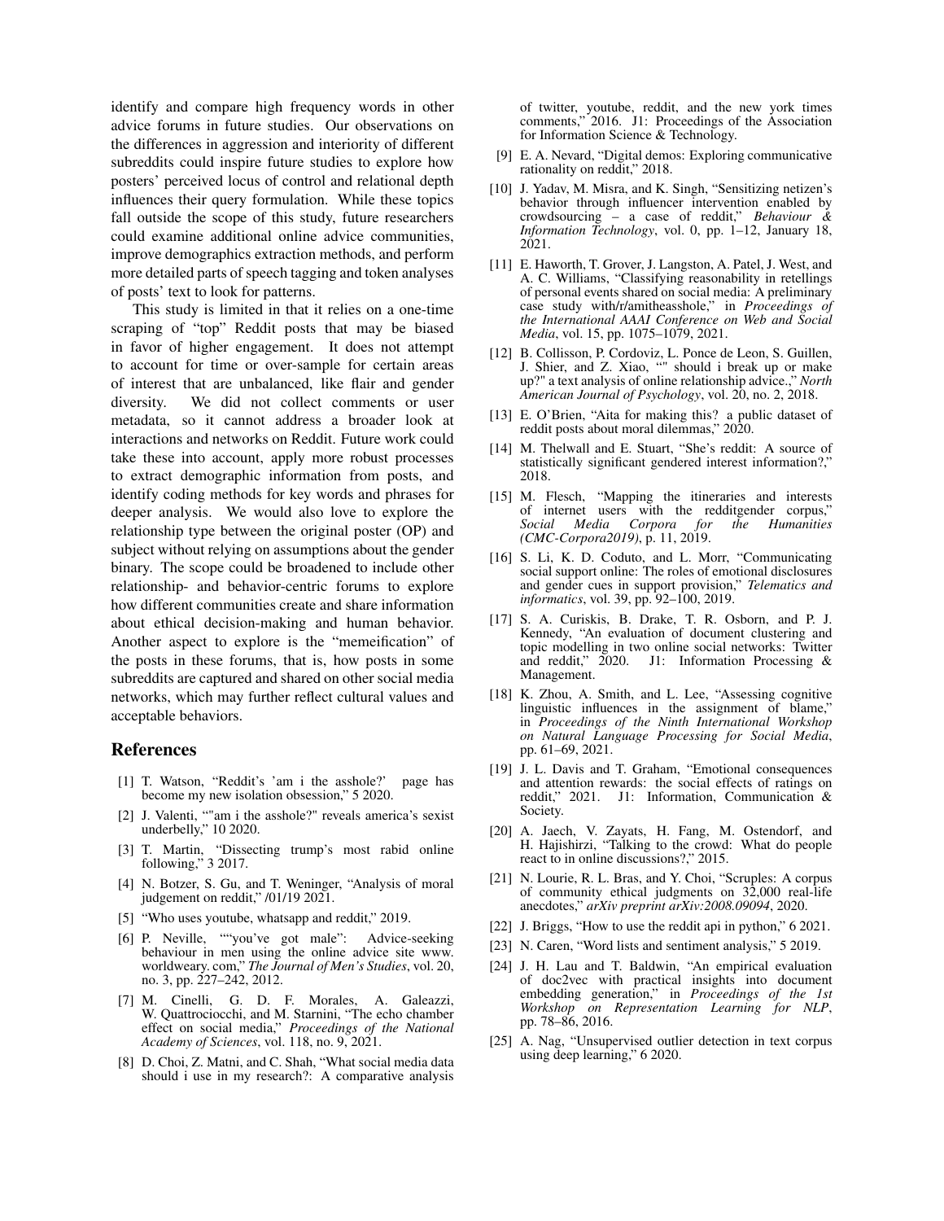identify and compare high frequency words in other advice forums in future studies. Our observations on the differences in aggression and interiority of different subreddits could inspire future studies to explore how posters' perceived locus of control and relational depth influences their query formulation. While these topics fall outside the scope of this study, future researchers could examine additional online advice communities, improve demographics extraction methods, and perform more detailed parts of speech tagging and token analyses of posts' text to look for patterns.

This study is limited in that it relies on a one-time scraping of "top" Reddit posts that may be biased in favor of higher engagement. It does not attempt to account for time or over-sample for certain areas of interest that are unbalanced, like flair and gender diversity. We did not collect comments or user metadata, so it cannot address a broader look at interactions and networks on Reddit. Future work could take these into account, apply more robust processes to extract demographic information from posts, and identify coding methods for key words and phrases for deeper analysis. We would also love to explore the relationship type between the original poster (OP) and subject without relying on assumptions about the gender binary. The scope could be broadened to include other relationship- and behavior-centric forums to explore how different communities create and share information about ethical decision-making and human behavior. Another aspect to explore is the "memeification" of the posts in these forums, that is, how posts in some subreddits are captured and shared on other social media networks, which may further reflect cultural values and acceptable behaviors.

## References

[1] T. Watson, "Reddit's 'am i the asshole?' page has become my new isolation obsession," 5 2020.

[2] J. Valenti, ""am i the asshole?" reveals america's sexist underbelly," 10 2020.

[3] T. Martin, "Dissecting trump's most rabid online following," 3 2017.

[4] N. Botzer, S. Gu, and T. Weninger, "Analysis of moral judgement on reddit," /01/19 2021.

[5] "Who uses youtube, whatsapp and reddit," 2019.

[6] P. Neville, ""you've got male": Advice-seeking behaviour in men using the online advice site www. worldweary. com," *The Journal of Men's Studies*, vol. 20, no. 3, pp. 227–242, 2012.

[7] M. Cinelli, G. D. F. Morales, A. Galeazzi, W. Quattrociocchi, and M. Starnini, "The echo chamber effect on social media," *Proceedings of the National Academy of Sciences*, vol. 118, no. 9, 2021.

[8] D. Choi, Z. Matni, and C. Shah, "What social media data should i use in my research?: A comparative analysis of twitter, youtube, reddit, and the new york times comments," 2016. J1: Proceedings of the Association for Information Science & Technology.

[9] E. A. Nevard, "Digital demos: Exploring communicative rationality on reddit," 2018.

[10] J. Yadav, M. Misra, and K. Singh, "Sensitizing netizen's behavior through influencer intervention enabled by crowdsourcing – a case of reddit," *Behaviour & Information Technology*, vol. 0, pp. 1–12, January 18, 2021.

[11] E. Haworth, T. Grover, J. Langston, A. Patel, J. West, and A. C. Williams, "Classifying reasonability in retellings of personal events shared on social media: A preliminary case study with/r/amitheasshole," in *Proceedings of the International AAAI Conference on Web and Social Media*, vol. 15, pp. 1075–1079, 2021.

[12] B. Collisson, P. Cordoviz, L. Ponce de Leon, S. Guillen, J. Shier, and Z. Xiao, "" should i break up or make up?" a text analysis of online relationship advice.," *North American Journal of Psychology*, vol. 20, no. 2, 2018.

[13] E. O'Brien, "Aita for making this? a public dataset of reddit posts about moral dilemmas," 2020.

[14] M. Thelwall and E. Stuart, "She's reddit: A source of statistically significant gendered interest information?," 2018.

[15] M. Flesch, "Mapping the itineraries and interests of internet users with the redditgender corpus," *Social Media Corpora for the Humanities (CMC-Corpora2019)*, p. 11, 2019.

[16] S. Li, K. D. Coduto, and L. Morr, "Communicating social support online: The roles of emotional disclosures and gender cues in support provision," *Telematics and informatics*, vol. 39, pp. 92–100, 2019.

[17] S. A. Curiskis, B. Drake, T. R. Osborn, and P. J. Kennedy, "An evaluation of document clustering and topic modelling in two online social networks: Twitter and reddit," 2020. J1: Information Processing & Management.

[18] K. Zhou, A. Smith, and L. Lee, "Assessing cognitive linguistic influences in the assignment of blame," in *Proceedings of the Ninth International Workshop on Natural Language Processing for Social Media*, pp. 61–69, 2021.

[19] J. L. Davis and T. Graham, "Emotional consequences and attention rewards: the social effects of ratings on reddit," 2021. J1: Information, Communication & Society.

[20] A. Jaech, V. Zayats, H. Fang, M. Ostendorf, and H. Hajishirzi, "Talking to the crowd: What do people react to in online discussions?," 2015.

[21] N. Lourie, R. L. Bras, and Y. Choi, "Scruples: A corpus of community ethical judgments on 32,000 real-life anecdotes," *arXiv preprint arXiv:2008.09094*, 2020.

[22] J. Briggs, "How to use the reddit api in python," 6 2021.

[23] N. Caren, "Word lists and sentiment analysis," 5 2019.

[24] J. H. Lau and T. Baldwin, "An empirical evaluation of doc2vec with practical insights into document embedding generation," in *Proceedings of the 1st Workshop on Representation Learning for NLP*, pp. 78–86, 2016.

[25] A. Nag, "Unsupervised outlier detection in text corpus using deep learning," 6 2020.